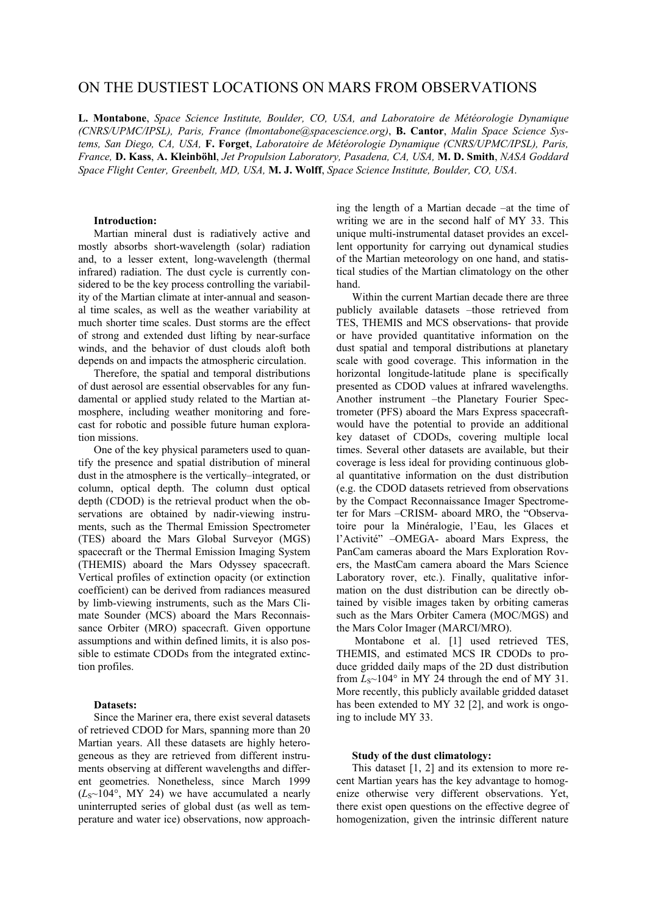# ON THE DUSTIEST LOCATIONS ON MARS FROM OBSERVATIONS

**L. Montabone**, *Space Science Institute, Boulder, CO, USA, and Laboratoire de Météorologie Dynamique (CNRS/UPMC/IPSL), Paris, France (lmontabone@spacescience.org)*, **B. Cantor**, *Malin Space Science Systems, San Diego, CA, USA,* **F. Forget**, *Laboratoire de Météorologie Dynamique (CNRS/UPMC/IPSL), Paris, France,* **D. Kass**, **A. Kleinböhl**, *Jet Propulsion Laboratory, Pasadena, CA, USA,* **M. D. Smith**, *NASA Goddard Space Flight Center, Greenbelt, MD, USA,* **M. J. Wolff**, *Space Science Institute, Boulder, CO, USA*.

**Introduction:**

Martian mineral dust is radiatively active and mostly absorbs short-wavelength (solar) radiation and, to a lesser extent, long-wavelength (thermal infrared) radiation. The dust cycle is currently considered to be the key process controlling the variability of the Martian climate at inter-annual and seasonal time scales, as well as the weather variability at much shorter time scales. Dust storms are the effect of strong and extended dust lifting by near-surface winds, and the behavior of dust clouds aloft both depends on and impacts the atmospheric circulation.

Therefore, the spatial and temporal distributions of dust aerosol are essential observables for any fundamental or applied study related to the Martian atmosphere, including weather monitoring and forecast for robotic and possible future human exploration missions.

One of the key physical parameters used to quantify the presence and spatial distribution of mineral dust in the atmosphere is the vertically–integrated, or column, optical depth. The column dust optical depth (CDOD) is the retrieval product when the observations are obtained by nadir-viewing instruments, such as the Thermal Emission Spectrometer (TES) aboard the Mars Global Surveyor (MGS) spacecraft or the Thermal Emission Imaging System (THEMIS) aboard the Mars Odyssey spacecraft. Vertical profiles of extinction opacity (or extinction coefficient) can be derived from radiances measured by limb-viewing instruments, such as the Mars Climate Sounder (MCS) aboard the Mars Reconnaissance Orbiter (MRO) spacecraft. Given opportune assumptions and within defined limits, it is also possible to estimate CDODs from the integrated extinction profiles.

**Datasets:**

Since the Mariner era, there exist several datasets of retrieved CDOD for Mars, spanning more than 20 Martian years. All these datasets are highly heterogeneous as they are retrieved from different instruments observing at different wavelengths and different geometries. Nonetheless, since March 1999 ($L_S$~104°, MY 24) we have accumulated a nearly uninterrupted series of global dust (as well as temperature and water ice) observations, now approaching the length of a Martian decade –at the time of writing we are in the second half of MY 33. This unique multi-instrumental dataset provides an excellent opportunity for carrying out dynamical studies of the Martian meteorology on one hand, and statistical studies of the Martian climatology on the other hand.

Within the current Martian decade there are three publicly available datasets –those retrieved from TES, THEMIS and MCS observations- that provide or have provided quantitative information on the dust spatial and temporal distributions at planetary scale with good coverage. This information in the horizontal longitude-latitude plane is specifically presented as CDOD values at infrared wavelengths. Another instrument –the Planetary Fourier Spectrometer (PFS) aboard the Mars Express spacecraft- would have the potential to provide an additional key dataset of CDODs, covering multiple local times. Several other datasets are available, but their coverage is less ideal for providing continuous global quantitative information on the dust distribution (e.g. the CDOD datasets retrieved from observations by the Compact Reconnaissance Imager Spectrometer for Mars –CRISM- aboard MRO, the "Observatoire pour la Minéralogie, l'Eau, les Glaces et l'Activité" –OMEGA- aboard Mars Express, the PanCam cameras aboard the Mars Exploration Rovers, the MastCam camera aboard the Mars Science Laboratory rover, etc.). Finally, qualitative information on the dust distribution can be directly obtained by visible images taken by orbiting cameras such as the Mars Orbiter Camera (MOC/MGS) and the Mars Color Imager (MARCI/MRO).

Montabone et al. [1] used retrieved TES, THEMIS, and estimated MCS IR CDODs to produce gridded daily maps of the 2D dust distribution from $L_S$~104° in MY 24 through the end of MY 31. More recently, this publicly available gridded dataset has been extended to MY 32 [2], and work is ongoing to include MY 33.

**Study of the dust climatology:**

This dataset [1, 2] and its extension to more recent Martian years has the key advantage to homogenize otherwise very different observations. Yet, there exist open questions on the effective degree of homogenization, given the intrinsic different nature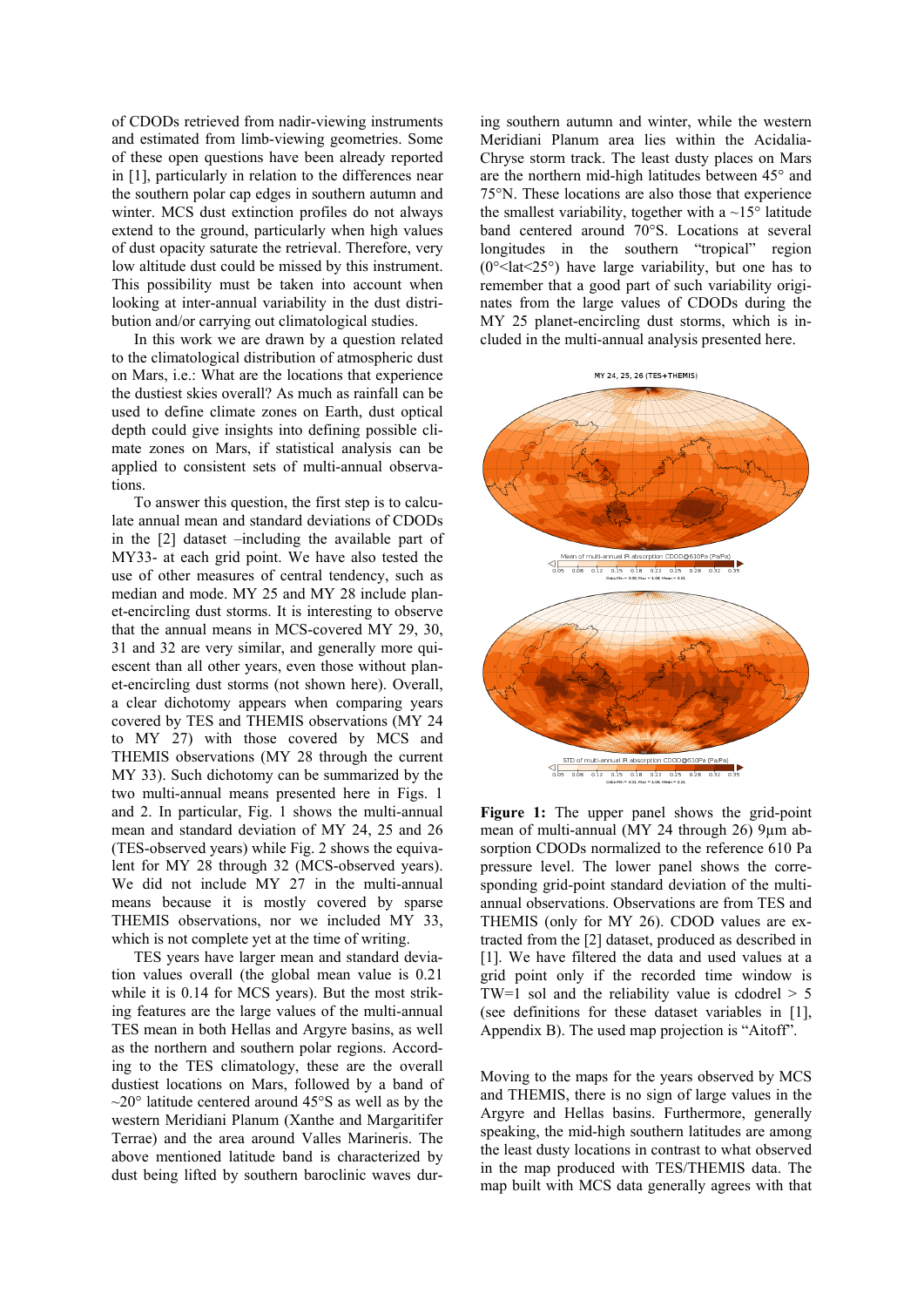of CDODs retrieved from nadir-viewing instruments and estimated from limb-viewing geometries. Some of these open questions have been already reported in [1], particularly in relation to the differences near the southern polar cap edges in southern autumn and winter. MCS dust extinction profiles do not always extend to the ground, particularly when high values of dust opacity saturate the retrieval. Therefore, very low altitude dust could be missed by this instrument. This possibility must be taken into account when looking at inter-annual variability in the dust distribution and/or carrying out climatological studies.

In this work we are drawn by a question related to the climatological distribution of atmospheric dust on Mars, i.e.: What are the locations that experience the dustiest skies overall? As much as rainfall can be used to define climate zones on Earth, dust optical depth could give insights into defining possible climate zones on Mars, if statistical analysis can be applied to consistent sets of multi-annual observations.

To answer this question, the first step is to calculate annual mean and standard deviations of CDODs in the [2] dataset –including the available part of MY33- at each grid point. We have also tested the use of other measures of central tendency, such as median and mode. MY 25 and MY 28 include planet-encircling dust storms. It is interesting to observe that the annual means in MCS-covered MY 29, 30, 31 and 32 are very similar, and generally more quiescent than all other years, even those without planet-encircling dust storms (not shown here). Overall, a clear dichotomy appears when comparing years covered by TES and THEMIS observations (MY 24 to MY 27) with those covered by MCS and THEMIS observations (MY 28 through the current MY 33). Such dichotomy can be summarized by the two multi-annual means presented here in Figs. 1 and 2. In particular, Fig. 1 shows the multi-annual mean and standard deviation of MY 24, 25 and 26 (TES-observed years) while Fig. 2 shows the equivalent for MY 28 through 32 (MCS-observed years). We did not include MY 27 in the multi-annual means because it is mostly covered by sparse THEMIS observations, nor we included MY 33, which is not complete yet at the time of writing.

TES years have larger mean and standard deviation values overall (the global mean value is 0.21 while it is 0.14 for MCS years). But the most striking features are the large values of the multi-annual TES mean in both Hellas and Argyre basins, as well as the northern and southern polar regions. According to the TES climatology, these are the overall dustiest locations on Mars, followed by a band of ~20° latitude centered around 45°S as well as by the western Meridiani Planum (Xanthe and Margaritifer Terrae) and the area around Valles Marineris. The above mentioned latitude band is characterized by dust being lifted by southern baroclinic waves during southern autumn and winter, while the western Meridiani Planum area lies within the Acidalia-Chryse storm track. The least dusty places on Mars are the northern mid-high latitudes between 45° and 75°N. These locations are also those that experience the smallest variability, together with a ~15° latitude band centered around 70°S. Locations at several longitudes in the southern "tropical" region (0°<lat<25°) have large variability, but one has to remember that a good part of such variability originates from the large values of CDODs during the MY 25 planet-encircling dust storms, which is included in the multi-annual analysis presented here.

MY 24, 25, 26 (TES+THEMIS)

Mean of multi-annual IR absorption CDOD@610Pa (Pa/Pa)

0.05 0.08 0.12 0.15 0.18 0.22 0.25 0.28 0.32 0.35

STD of multi-annual IR absorption CDOD@610Pa (Pa/Pa)

0.05 0.08 0.12 0.15 0.18 0.22 0.25 0.28 0.32 0.35

**Figure 1:** The upper panel shows the grid-point mean of multi-annual (MY 24 through 26) 9µm absorption CDODs normalized to the reference 610 Pa pressure level. The lower panel shows the corresponding grid-point standard deviation of the multi-annual observations. Observations are from TES and THEMIS (only for MY 26). CDOD values are extracted from the [2] dataset, produced as described in [1]. We have filtered the data and used values at a grid point only if the recorded time window is TW=1 sol and the reliability value is cdodrel > 5 (see definitions for these dataset variables in [1], Appendix B). The used map projection is "Aitoff".

Moving to the maps for the years observed by MCS and THEMIS, there is no sign of large values in the Argyre and Hellas basins. Furthermore, generally speaking, the mid-high southern latitudes are among the least dusty locations in contrast to what observed in the map produced with TES/THEMIS data. The map built with MCS data generally agrees with that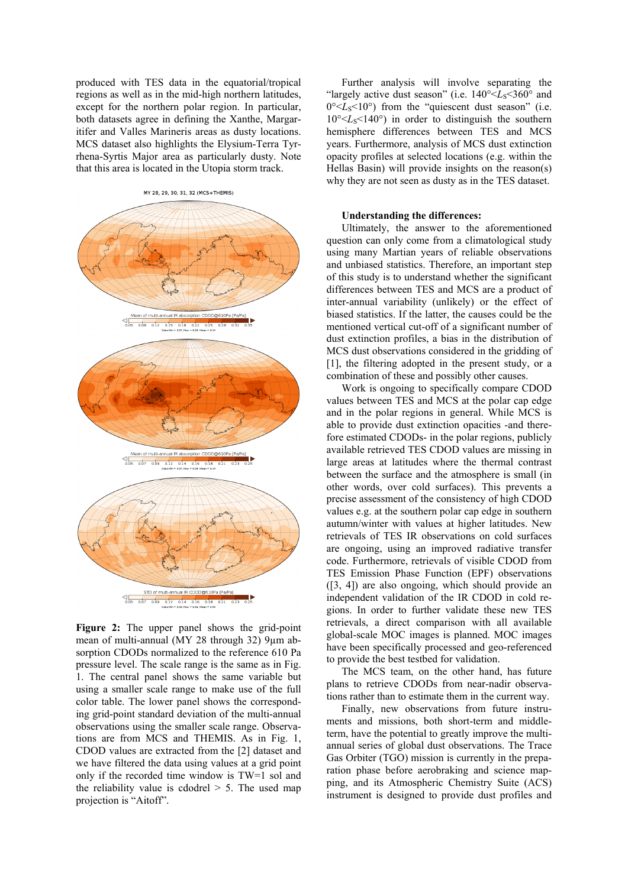produced with TES data in the equatorial/tropical regions as well as in the mid-high northern latitudes, except for the northern polar region. In particular, both datasets agree in defining the Xanthe, Margaritifer and Valles Marineris areas as dusty locations. MCS dataset also highlights the Elysium-Terra Tyrrhena-Syrtis Major area as particularly dusty. Note that this area is located in the Utopia storm track.

MY 28, 29, 30, 31, 32 (MCS+THEMIS)

Mean of multi-annual IR absorption CDOD@610Pa (Pa/Pa)

0.05 0.08 0.12 0.15 0.18 0.22 0.25 0.28 0.32 0.35

Data Min = 0.07, Max = 0.24, Mean = 0.14

Mean of multi-annual IR absorption CDOD@610Pa (Pa/Pa)

0.05 0.07 0.09 0.12 0.14 0.16 0.18 0.21 0.23 0.25

Data Min = 0.07, Max = 0.24, Mean = 0.14

STD of multi-annual IR CDOD@610Pa (Pa/Pa)

0.05 0.07 0.09 0.12 0.14 0.16 0.18 0.21 0.23 0.25

Data Min = 0.02, Max = 0.16, Mean = 0.03

**Figure 2:** The upper panel shows the grid-point mean of multi-annual (MY 28 through 32) 9μm absorption CDODs normalized to the reference 610 Pa pressure level. The scale range is the same as in Fig. 1. The central panel shows the same variable but using a smaller scale range to make use of the full color table. The lower panel shows the corresponding grid-point standard deviation of the multi-annual observations using the smaller scale range. Observations are from MCS and THEMIS. As in Fig. 1, CDOD values are extracted from the [2] dataset and we have filtered the data using values at a grid point only if the recorded time window is TW=1 sol and the reliability value is cdodrel > 5. The used map projection is "Aitoff".

Further analysis will involve separating the "largely active dust season" (i.e. 140°<$L_S$<360° and 0°<$L_S$<10°) from the "quiescent dust season" (i.e. 10°<$L_S$<140°) in order to distinguish the southern hemisphere differences between TES and MCS years. Furthermore, analysis of MCS dust extinction opacity profiles at selected locations (e.g. within the Hellas Basin) will provide insights on the reason(s) why they are not seen as dusty as in the TES dataset.

**Understanding the differences:**

Ultimately, the answer to the aforementioned question can only come from a climatological study using many Martian years of reliable observations and unbiased statistics. Therefore, an important step of this study is to understand whether the significant differences between TES and MCS are a product of inter-annual variability (unlikely) or the effect of biased statistics. If the latter, the causes could be the mentioned vertical cut-off of a significant number of dust extinction profiles, a bias in the distribution of MCS dust observations considered in the gridding of [1], the filtering adopted in the present study, or a combination of these and possibly other causes.

Work is ongoing to specifically compare CDOD values between TES and MCS at the polar cap edge and in the polar regions in general. While MCS is able to provide dust extinction opacities -and therefore estimated CDODs- in the polar regions, publicly available retrieved TES CDOD values are missing in large areas at latitudes where the thermal contrast between the surface and the atmosphere is small (in other words, over cold surfaces). This prevents a precise assessment of the consistency of high CDOD values e.g. at the southern polar cap edge in southern autumn/winter with values at higher latitudes. New retrievals of TES IR observations on cold surfaces are ongoing, using an improved radiative transfer code. Furthermore, retrievals of visible CDOD from TES Emission Phase Function (EPF) observations ([3, 4]) are also ongoing, which should provide an independent validation of the IR CDOD in cold regions. In order to further validate these new TES retrievals, a direct comparison with all available global-scale MOC images is planned. MOC images have been specifically processed and geo-referenced to provide the best testbed for validation.

The MCS team, on the other hand, has future plans to retrieve CDODs from near-nadir observations rather than to estimate them in the current way.

Finally, new observations from future instruments and missions, both short-term and middle-term, have the potential to greatly improve the multi-annual series of global dust observations. The Trace Gas Orbiter (TGO) mission is currently in the preparation phase before aerobraking and science mapping, and its Atmospheric Chemistry Suite (ACS) instrument is designed to provide dust profiles and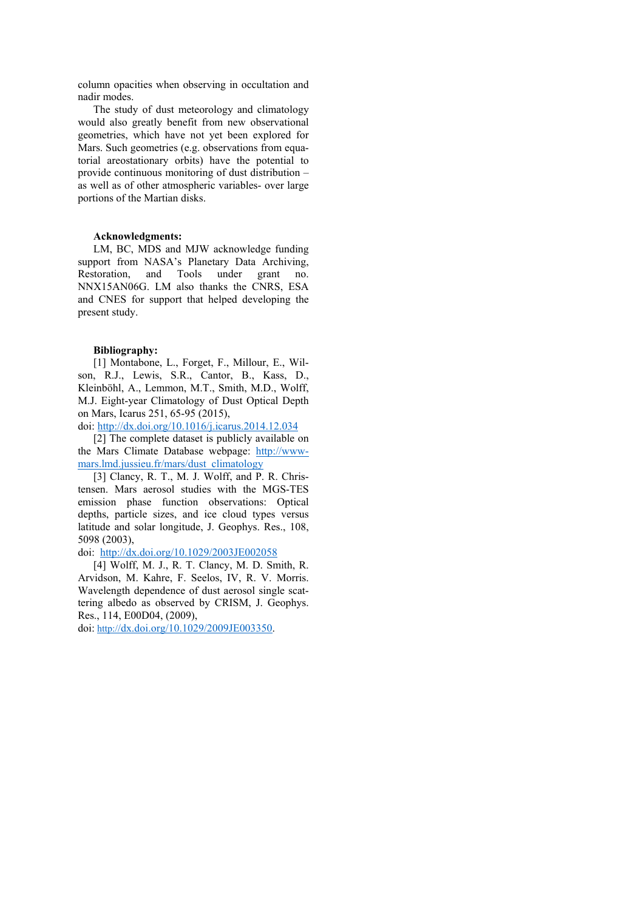column opacities when observing in occultation and nadir modes.

The study of dust meteorology and climatology would also greatly benefit from new observational geometries, which have not yet been explored for Mars. Such geometries (e.g. observations from equatorial areostationary orbits) have the potential to provide continuous monitoring of dust distribution – as well as of other atmospheric variables- over large portions of the Martian disks.

**Acknowledgments:**

LM, BC, MDS and MJW acknowledge funding support from NASA's Planetary Data Archiving, Restoration, and Tools under grant no. NNX15AN06G. LM also thanks the CNRS, ESA and CNES for support that helped developing the present study.

**Bibliography:**

[1] Montabone, L., Forget, F., Millour, E., Wilson, R.J., Lewis, S.R., Cantor, B., Kass, D., Kleinböhl, A., Lemmon, M.T., Smith, M.D., Wolff, M.J. Eight-year Climatology of Dust Optical Depth on Mars, Icarus 251, 65-95 (2015), doi: http://dx.doi.org/10.1016/j.icarus.2014.12.034

[2] The complete dataset is publicly available on the Mars Climate Database webpage: http://www-mars.lmd.jussieu.fr/mars/dust_climatology

[3] Clancy, R. T., M. J. Wolff, and P. R. Christensen. Mars aerosol studies with the MGS-TES emission phase function observations: Optical depths, particle sizes, and ice cloud types versus latitude and solar longitude, J. Geophys. Res., 108, 5098 (2003), doi: http://dx.doi.org/10.1029/2003JE002058

[4] Wolff, M. J., R. T. Clancy, M. D. Smith, R. Arvidson, M. Kahre, F. Seelos, IV, R. V. Morris. Wavelength dependence of dust aerosol single scattering albedo as observed by CRISM, J. Geophys. Res., 114, E00D04, (2009), doi: http://dx.doi.org/10.1029/2009JE003350.